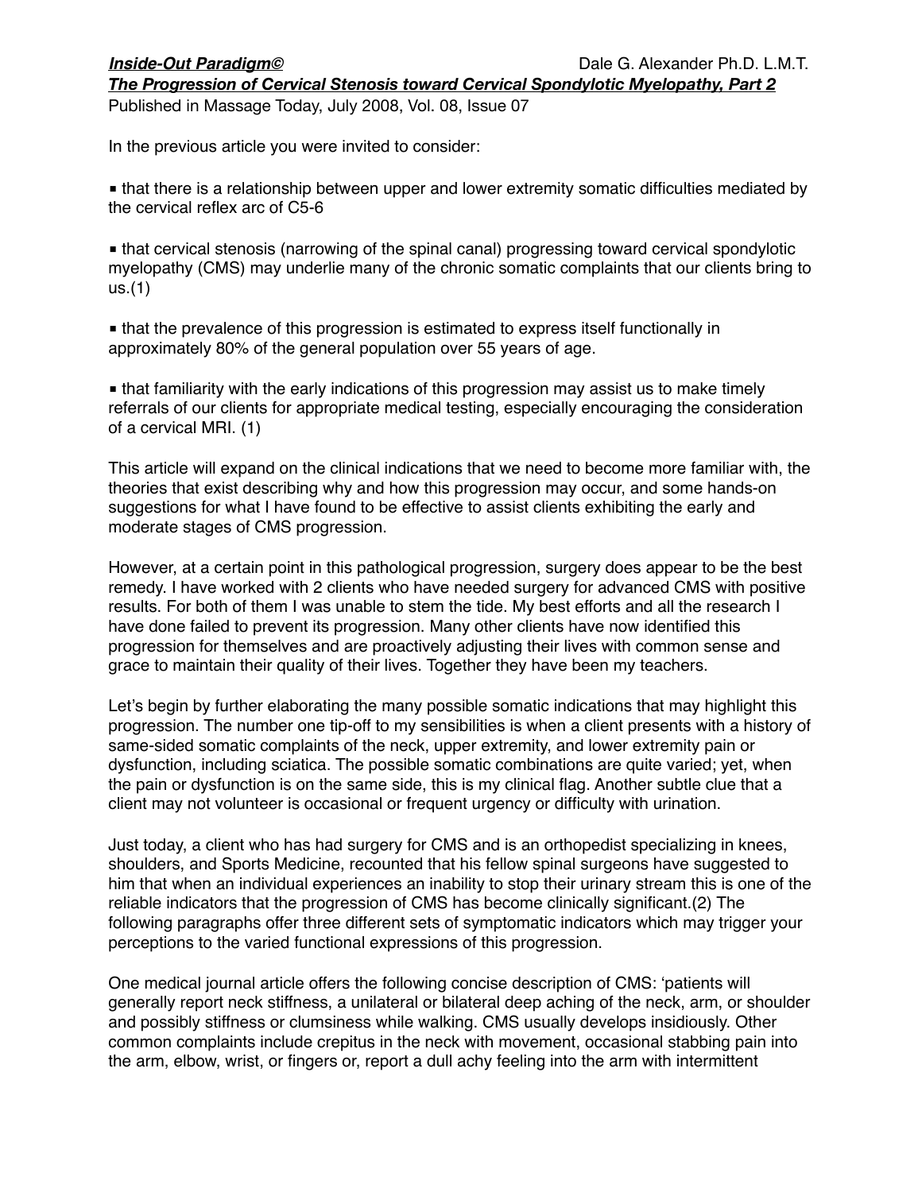***Inside-Out Paradigm©*** Dale G. Alexander Ph.D. L.M.T.

***The Progression of Cervical Stenosis toward Cervical Spondylotic Myelopathy, Part 2***

Published in Massage Today, July 2008, Vol. 08, Issue 07

In the previous article you were invited to consider:

- that there is a relationship between upper and lower extremity somatic difficulties mediated by the cervical reflex arc of C5-6

- that cervical stenosis (narrowing of the spinal canal) progressing toward cervical spondylotic myelopathy (CMS) may underlie many of the chronic somatic complaints that our clients bring to us.(1)

- that the prevalence of this progression is estimated to express itself functionally in approximately 80% of the general population over 55 years of age.

- that familiarity with the early indications of this progression may assist us to make timely referrals of our clients for appropriate medical testing, especially encouraging the consideration of a cervical MRI. (1)

This article will expand on the clinical indications that we need to become more familiar with, the theories that exist describing why and how this progression may occur, and some hands-on suggestions for what I have found to be effective to assist clients exhibiting the early and moderate stages of CMS progression.

However, at a certain point in this pathological progression, surgery does appear to be the best remedy. I have worked with 2 clients who have needed surgery for advanced CMS with positive results. For both of them I was unable to stem the tide. My best efforts and all the research I have done failed to prevent its progression. Many other clients have now identified this progression for themselves and are proactively adjusting their lives with common sense and grace to maintain their quality of their lives. Together they have been my teachers.

Let's begin by further elaborating the many possible somatic indications that may highlight this progression. The number one tip-off to my sensibilities is when a client presents with a history of same-sided somatic complaints of the neck, upper extremity, and lower extremity pain or dysfunction, including sciatica. The possible somatic combinations are quite varied; yet, when the pain or dysfunction is on the same side, this is my clinical flag. Another subtle clue that a client may not volunteer is occasional or frequent urgency or difficulty with urination.

Just today, a client who has had surgery for CMS and is an orthopedist specializing in knees, shoulders, and Sports Medicine, recounted that his fellow spinal surgeons have suggested to him that when an individual experiences an inability to stop their urinary stream this is one of the reliable indicators that the progression of CMS has become clinically significant.(2) The following paragraphs offer three different sets of symptomatic indicators which may trigger your perceptions to the varied functional expressions of this progression.

One medical journal article offers the following concise description of CMS: 'patients will generally report neck stiffness, a unilateral or bilateral deep aching of the neck, arm, or shoulder and possibly stiffness or clumsiness while walking. CMS usually develops insidiously. Other common complaints include crepitus in the neck with movement, occasional stabbing pain into the arm, elbow, wrist, or fingers or, report a dull achy feeling into the arm with intermittent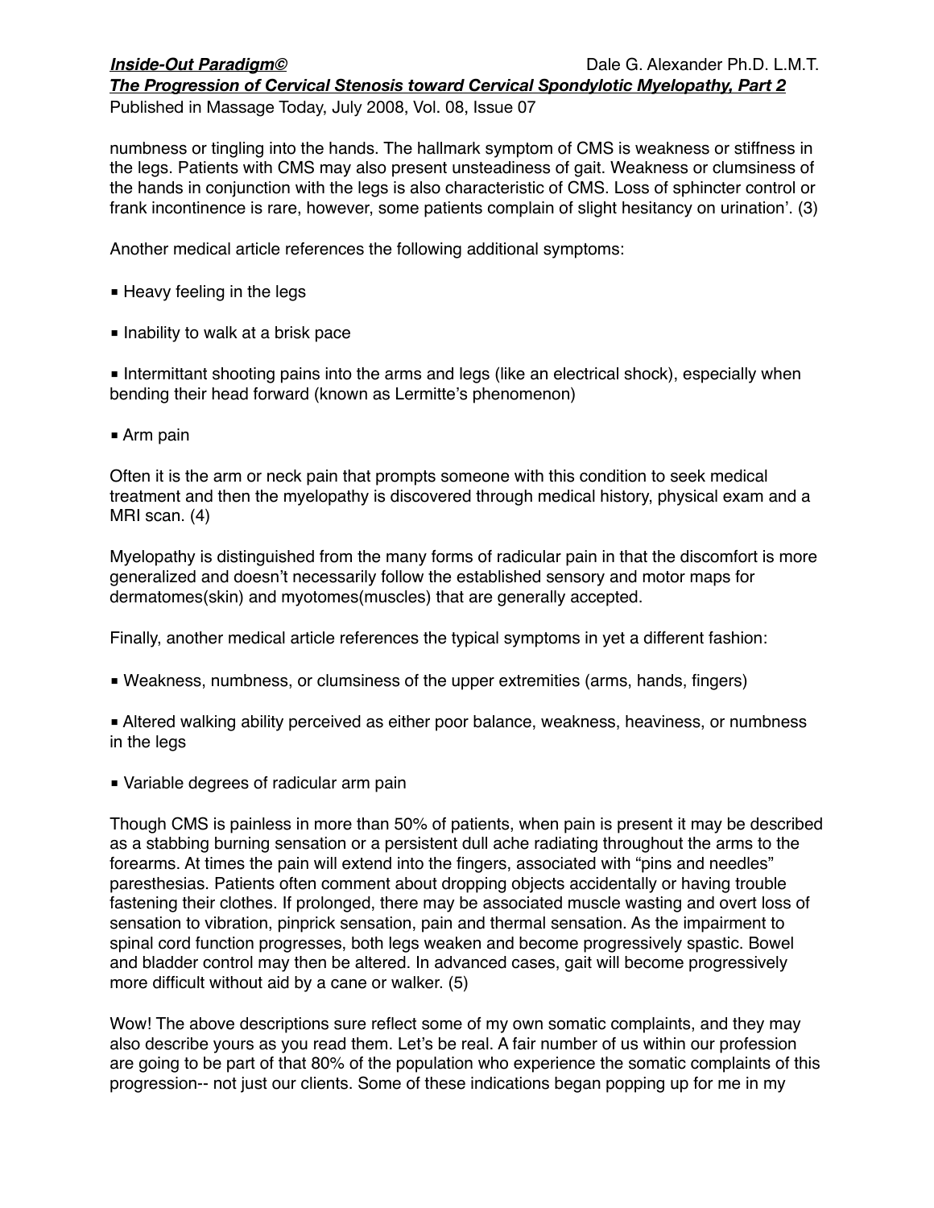numbness or tingling into the hands. The hallmark symptom of CMS is weakness or stiffness in the legs. Patients with CMS may also present unsteadiness of gait. Weakness or clumsiness of the hands in conjunction with the legs is also characteristic of CMS. Loss of sphincter control or frank incontinence is rare, however, some patients complain of slight hesitancy on urination'. (3)

Another medical article references the following additional symptoms:

- Heavy feeling in the legs
- Inability to walk at a brisk pace
- Intermittant shooting pains into the arms and legs (like an electrical shock), especially when bending their head forward (known as Lermitte's phenomenon)
- Arm pain

Often it is the arm or neck pain that prompts someone with this condition to seek medical treatment and then the myelopathy is discovered through medical history, physical exam and a MRI scan. (4)

Myelopathy is distinguished from the many forms of radicular pain in that the discomfort is more generalized and doesn't necessarily follow the established sensory and motor maps for dermatomes(skin) and myotomes(muscles) that are generally accepted.

Finally, another medical article references the typical symptoms in yet a different fashion:

- Weakness, numbness, or clumsiness of the upper extremities (arms, hands, fingers)
- Altered walking ability perceived as either poor balance, weakness, heaviness, or numbness in the legs
- Variable degrees of radicular arm pain

Though CMS is painless in more than 50% of patients, when pain is present it may be described as a stabbing burning sensation or a persistent dull ache radiating throughout the arms to the forearms. At times the pain will extend into the fingers, associated with "pins and needles" paresthesias. Patients often comment about dropping objects accidentally or having trouble fastening their clothes. If prolonged, there may be associated muscle wasting and overt loss of sensation to vibration, pinprick sensation, pain and thermal sensation. As the impairment to spinal cord function progresses, both legs weaken and become progressively spastic. Bowel and bladder control may then be altered. In advanced cases, gait will become progressively more difficult without aid by a cane or walker. (5)

Wow! The above descriptions sure reflect some of my own somatic complaints, and they may also describe yours as you read them. Let's be real. A fair number of us within our profession are going to be part of that 80% of the population who experience the somatic complaints of this progression-- not just our clients. Some of these indications began popping up for me in my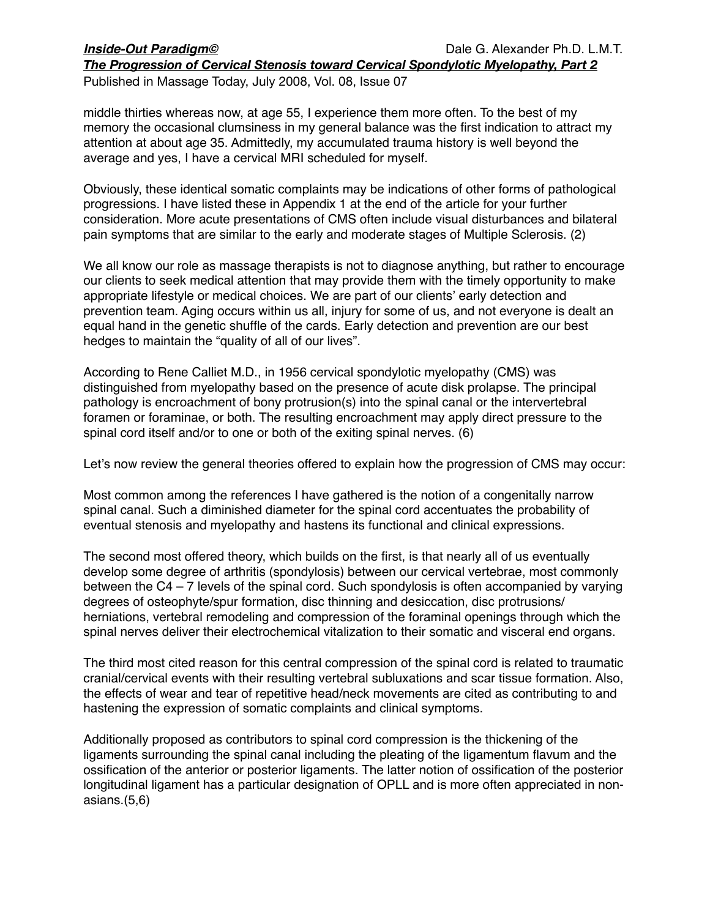middle thirties whereas now, at age 55, I experience them more often. To the best of my memory the occasional clumsiness in my general balance was the first indication to attract my attention at about age 35. Admittedly, my accumulated trauma history is well beyond the average and yes, I have a cervical MRI scheduled for myself.

Obviously, these identical somatic complaints may be indications of other forms of pathological progressions. I have listed these in Appendix 1 at the end of the article for your further consideration. More acute presentations of CMS often include visual disturbances and bilateral pain symptoms that are similar to the early and moderate stages of Multiple Sclerosis. (2)

We all know our role as massage therapists is not to diagnose anything, but rather to encourage our clients to seek medical attention that may provide them with the timely opportunity to make appropriate lifestyle or medical choices. We are part of our clients' early detection and prevention team. Aging occurs within us all, injury for some of us, and not everyone is dealt an equal hand in the genetic shuffle of the cards. Early detection and prevention are our best hedges to maintain the "quality of all of our lives".

According to Rene Calliet M.D., in 1956 cervical spondylotic myelopathy (CMS) was distinguished from myelopathy based on the presence of acute disk prolapse. The principal pathology is encroachment of bony protrusion(s) into the spinal canal or the intervertebral foramen or foraminae, or both. The resulting encroachment may apply direct pressure to the spinal cord itself and/or to one or both of the exiting spinal nerves. (6)

Let's now review the general theories offered to explain how the progression of CMS may occur:

Most common among the references I have gathered is the notion of a congenitally narrow spinal canal. Such a diminished diameter for the spinal cord accentuates the probability of eventual stenosis and myelopathy and hastens its functional and clinical expressions.

The second most offered theory, which builds on the first, is that nearly all of us eventually develop some degree of arthritis (spondylosis) between our cervical vertebrae, most commonly between the C4 – 7 levels of the spinal cord. Such spondylosis is often accompanied by varying degrees of osteophyte/spur formation, disc thinning and desiccation, disc protrusions/herniations, vertebral remodeling and compression of the foraminal openings through which the spinal nerves deliver their electrochemical vitalization to their somatic and visceral end organs.

The third most cited reason for this central compression of the spinal cord is related to traumatic cranial/cervical events with their resulting vertebral subluxations and scar tissue formation. Also, the effects of wear and tear of repetitive head/neck movements are cited as contributing to and hastening the expression of somatic complaints and clinical symptoms.

Additionally proposed as contributors to spinal cord compression is the thickening of the ligaments surrounding the spinal canal including the pleating of the ligamentum flavum and the ossification of the anterior or posterior ligaments. The latter notion of ossification of the posterior longitudinal ligament has a particular designation of OPLL and is more often appreciated in non-asians.(5,6)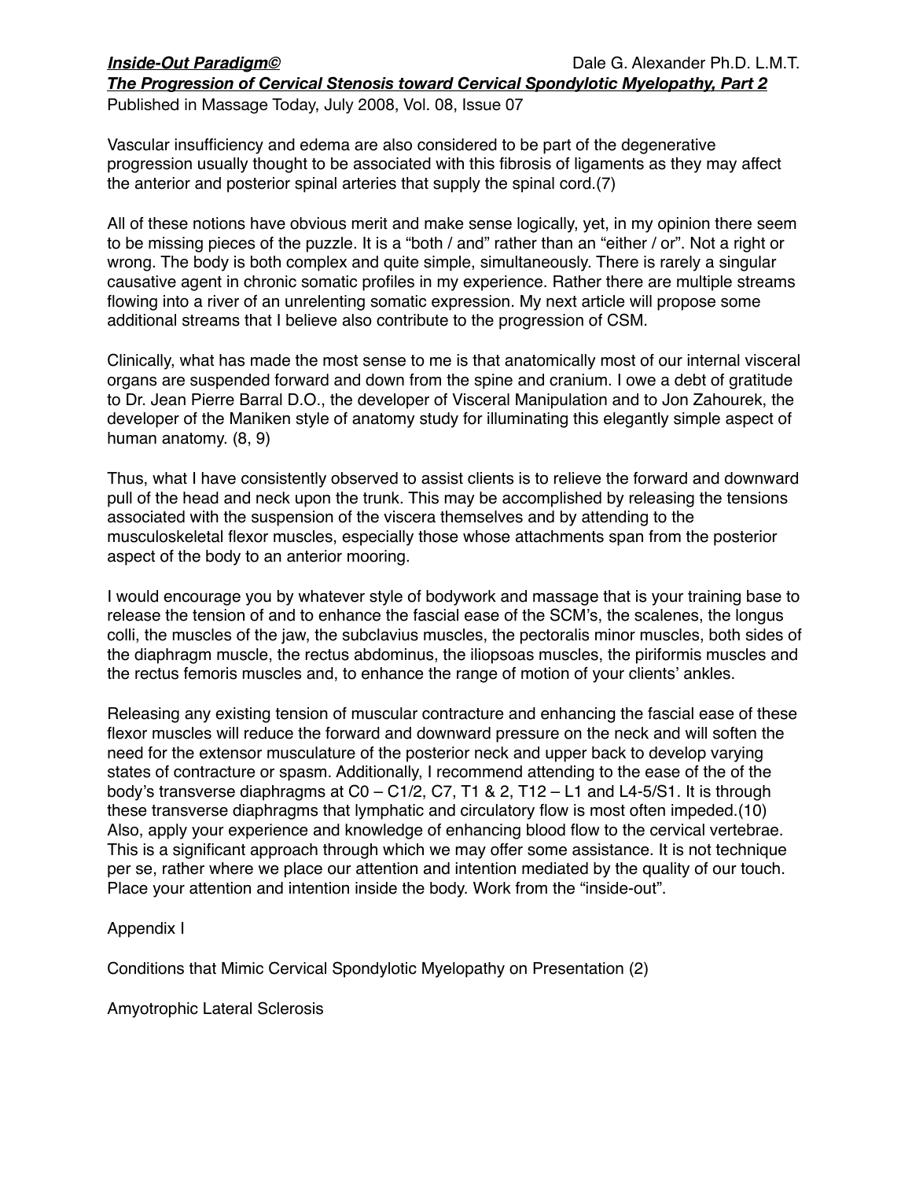Vascular insufficiency and edema are also considered to be part of the degenerative progression usually thought to be associated with this fibrosis of ligaments as they may affect the anterior and posterior spinal arteries that supply the spinal cord.(7)

All of these notions have obvious merit and make sense logically, yet, in my opinion there seem to be missing pieces of the puzzle. It is a "both / and" rather than an "either / or". Not a right or wrong. The body is both complex and quite simple, simultaneously. There is rarely a singular causative agent in chronic somatic profiles in my experience. Rather there are multiple streams flowing into a river of an unrelenting somatic expression. My next article will propose some additional streams that I believe also contribute to the progression of CSM.

Clinically, what has made the most sense to me is that anatomically most of our internal visceral organs are suspended forward and down from the spine and cranium. I owe a debt of gratitude to Dr. Jean Pierre Barral D.O., the developer of Visceral Manipulation and to Jon Zahourek, the developer of the Maniken style of anatomy study for illuminating this elegantly simple aspect of human anatomy. (8, 9)

Thus, what I have consistently observed to assist clients is to relieve the forward and downward pull of the head and neck upon the trunk. This may be accomplished by releasing the tensions associated with the suspension of the viscera themselves and by attending to the musculoskeletal flexor muscles, especially those whose attachments span from the posterior aspect of the body to an anterior mooring.

I would encourage you by whatever style of bodywork and massage that is your training base to release the tension of and to enhance the fascial ease of the SCM's, the scalenes, the longus colli, the muscles of the jaw, the subclavius muscles, the pectoralis minor muscles, both sides of the diaphragm muscle, the rectus abdominus, the iliopsoas muscles, the piriformis muscles and the rectus femoris muscles and, to enhance the range of motion of your clients' ankles.

Releasing any existing tension of muscular contracture and enhancing the fascial ease of these flexor muscles will reduce the forward and downward pressure on the neck and will soften the need for the extensor musculature of the posterior neck and upper back to develop varying states of contracture or spasm. Additionally, I recommend attending to the ease of the of the body's transverse diaphragms at C0 – C1/2, C7, T1 & 2, T12 – L1 and L4-5/S1. It is through these transverse diaphragms that lymphatic and circulatory flow is most often impeded.(10) Also, apply your experience and knowledge of enhancing blood flow to the cervical vertebrae. This is a significant approach through which we may offer some assistance. It is not technique per se, rather where we place our attention and intention mediated by the quality of our touch. Place your attention and intention inside the body. Work from the "inside-out".

## Appendix I

Conditions that Mimic Cervical Spondylotic Myelopathy on Presentation (2)

Amyotrophic Lateral Sclerosis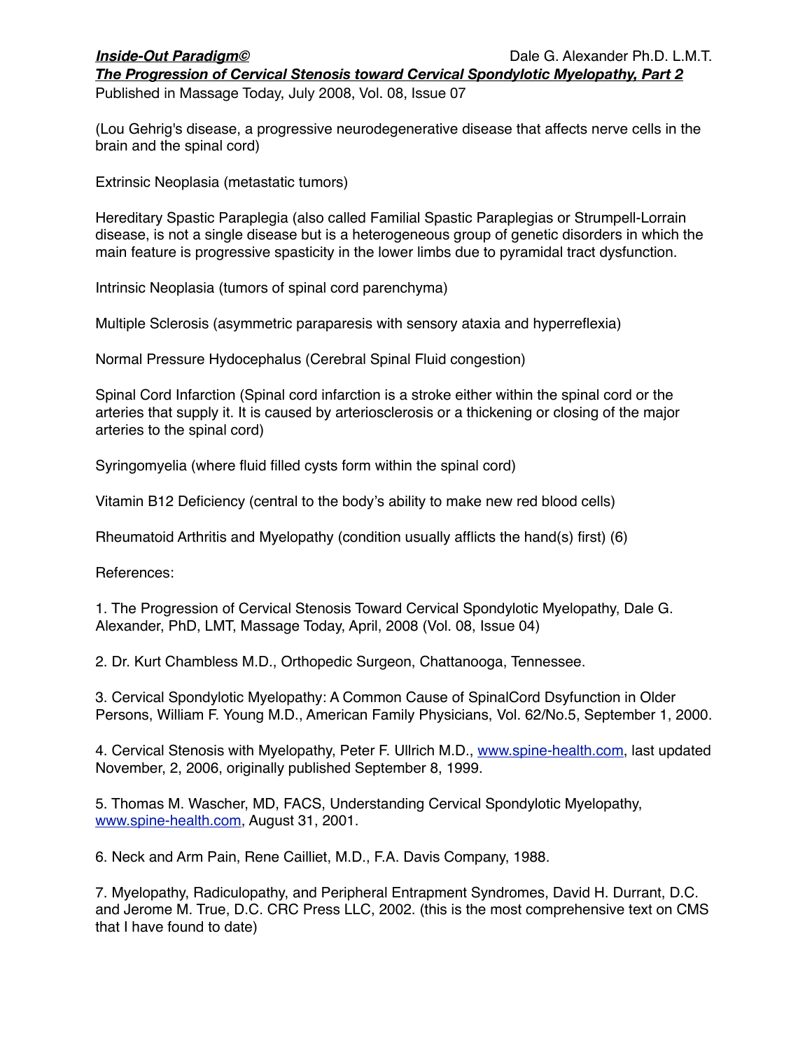(Lou Gehrig's disease, a progressive neurodegenerative disease that affects nerve cells in the brain and the spinal cord)

Extrinsic Neoplasia (metastatic tumors)

Hereditary Spastic Paraplegia (also called Familial Spastic Paraplegias or Strumpell-Lorrain disease, is not a single disease but is a heterogeneous group of genetic disorders in which the main feature is progressive spasticity in the lower limbs due to pyramidal tract dysfunction.

Intrinsic Neoplasia (tumors of spinal cord parenchyma)

Multiple Sclerosis (asymmetric paraparesis with sensory ataxia and hyperreflexia)

Normal Pressure Hydocephalus (Cerebral Spinal Fluid congestion)

Spinal Cord Infarction (Spinal cord infarction is a stroke either within the spinal cord or the arteries that supply it. It is caused by arteriosclerosis or a thickening or closing of the major arteries to the spinal cord)

Syringomyelia (where fluid filled cysts form within the spinal cord)

Vitamin B12 Deficiency (central to the body's ability to make new red blood cells)

Rheumatoid Arthritis and Myelopathy (condition usually afflicts the hand(s) first) (6)

References:

1. The Progression of Cervical Stenosis Toward Cervical Spondylotic Myelopathy, Dale G. Alexander, PhD, LMT, Massage Today, April, 2008 (Vol. 08, Issue 04)

2. Dr. Kurt Chambless M.D., Orthopedic Surgeon, Chattanooga, Tennessee.

3. Cervical Spondylotic Myelopathy: A Common Cause of SpinalCord Dsyfunction in Older Persons, William F. Young M.D., American Family Physicians, Vol. 62/No.5, September 1, 2000.

4. Cervical Stenosis with Myelopathy, Peter F. Ullrich M.D., www.spine-health.com, last updated November, 2, 2006, originally published September 8, 1999.

5. Thomas M. Wascher, MD, FACS, Understanding Cervical Spondylotic Myelopathy, www.spine-health.com, August 31, 2001.

6. Neck and Arm Pain, Rene Cailliet, M.D., F.A. Davis Company, 1988.

7. Myelopathy, Radiculopathy, and Peripheral Entrapment Syndromes, David H. Durrant, D.C. and Jerome M. True, D.C. CRC Press LLC, 2002. (this is the most comprehensive text on CMS that I have found to date)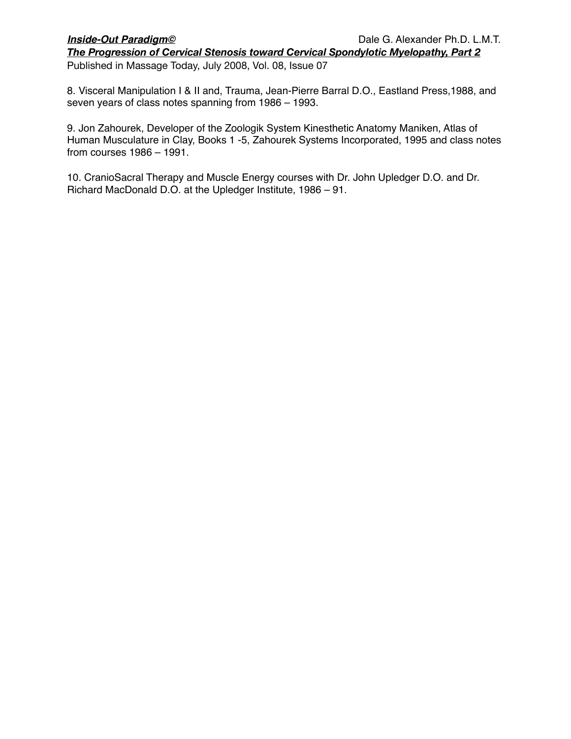8. Visceral Manipulation I & II and, Trauma, Jean-Pierre Barral D.O., Eastland Press,1988, and seven years of class notes spanning from 1986 – 1993.

9. Jon Zahourek, Developer of the Zoologik System Kinesthetic Anatomy Maniken, Atlas of Human Musculature in Clay, Books 1 -5, Zahourek Systems Incorporated, 1995 and class notes from courses 1986 – 1991.

10. CranioSacral Therapy and Muscle Energy courses with Dr. John Upledger D.O. and Dr. Richard MacDonald D.O. at the Upledger Institute, 1986 – 91.